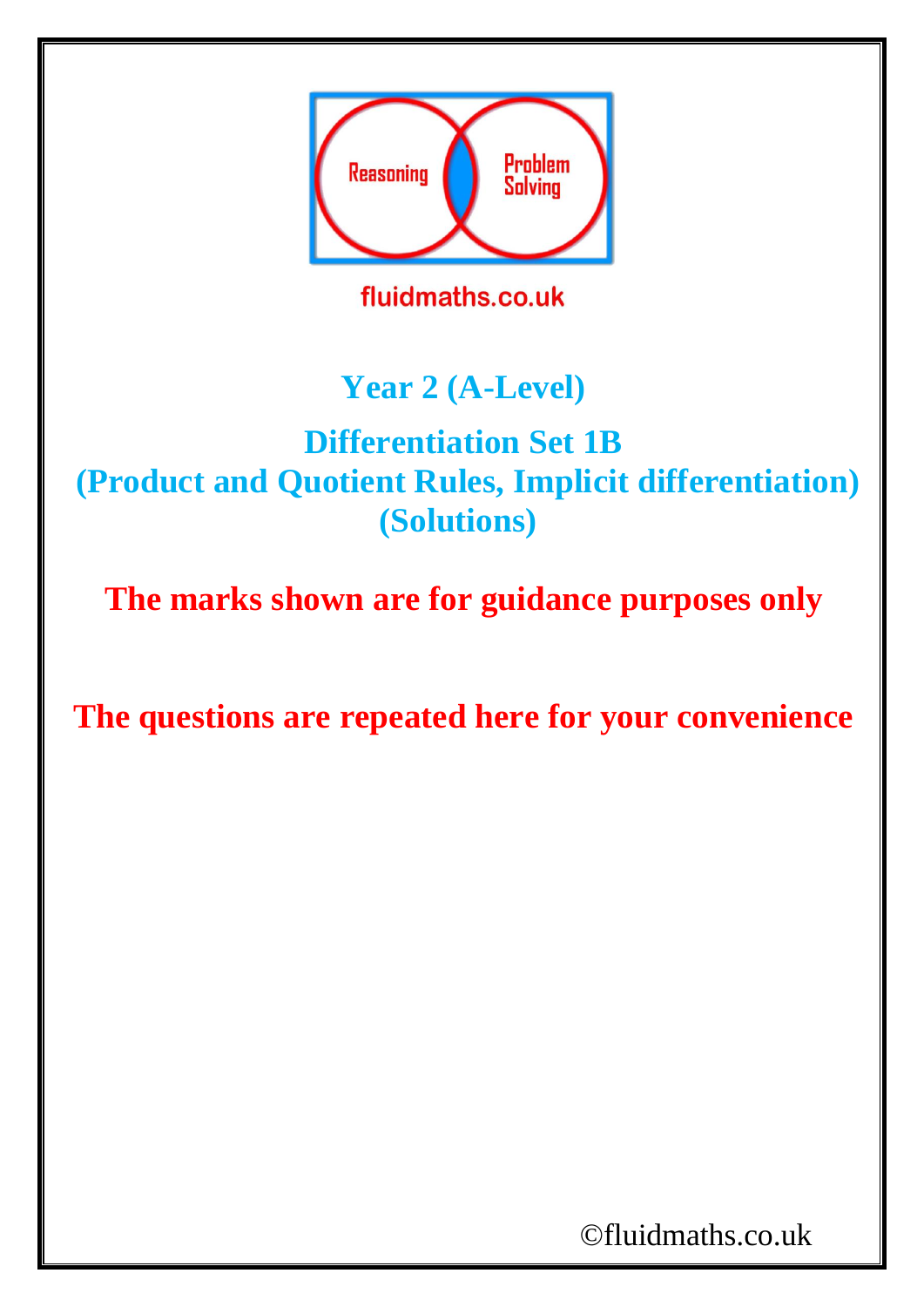Reasoning

Problem Solving

fluidmaths.co.uk

# Year 2 (A-Level)

## Differentiation Set 1B
## (Product and Quotient Rules, Implicit differentiation)
## (Solutions)

**The marks shown are for guidance purposes only**

**The questions are repeated here for your convenience**

©fluidmaths.co.uk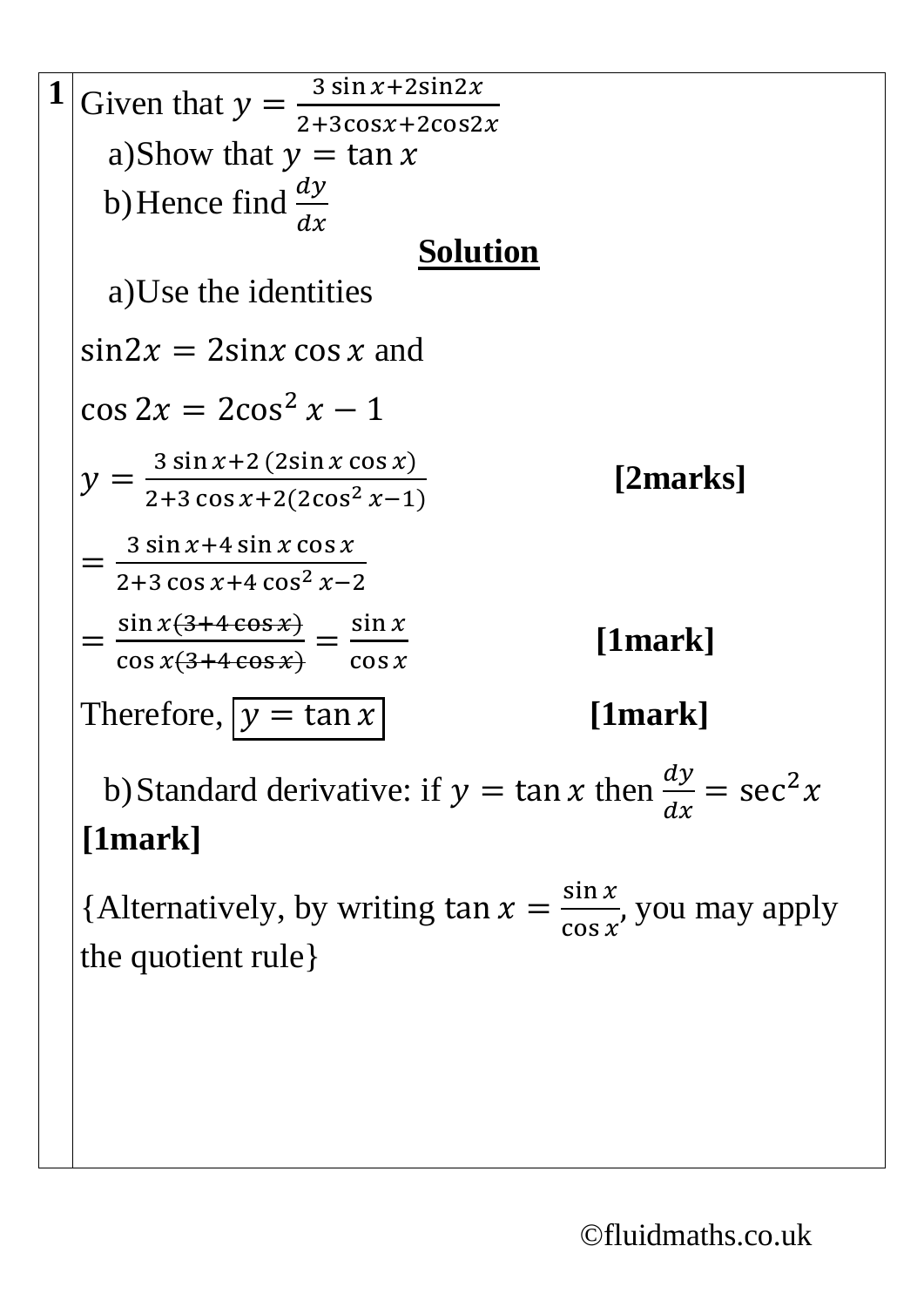**1** Given that $y = \frac{3\sin x + 2\sin 2x}{2 + 3\cos x + 2\cos 2x}$

a) Show that $y = \tan x$

b) Hence find $\frac{dy}{dx}$

**Solution**

a) Use the identities

$\sin 2x = 2\sin x \cos x$ and

$\cos 2x = 2\cos^2 x - 1$

$y = \frac{3\sin x + 2(2\sin x \cos x)}{2 + 3\cos x + 2(2\cos^2 x - 1)}$ **[2marks]**

$= \frac{3\sin x + 4\sin x \cos x}{2 + 3\cos x + 4\cos^2 x - 2}$

$= \frac{\sin x \cancel{(3 + 4\cos x)}}{\cos x \cancel{(3 + 4\cos x)}} = \frac{\sin x}{\cos x}$ **[1mark]**

Therefore, $\boxed{y = \tan x}$ **[1mark]**

b) Standard derivative: if $y = \tan x$ then $\frac{dy}{dx} = \sec^2 x$ **[1mark]**

{Alternatively, by writing $\tan x = \frac{\sin x}{\cos x}$, you may apply the quotient rule}

©fluidmaths.co.uk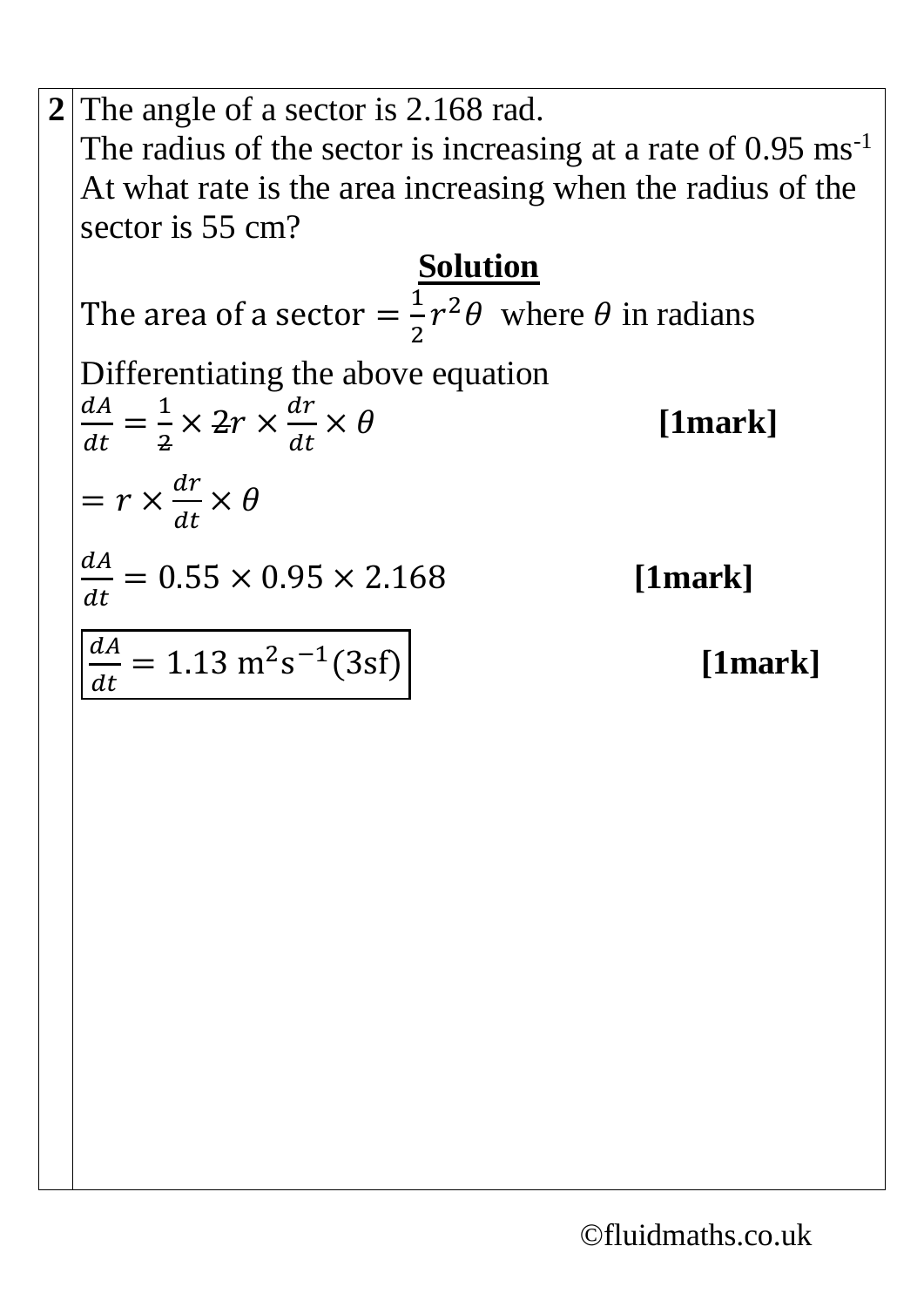**2** The angle of a sector is 2.168 rad.
The radius of the sector is increasing at a rate of 0.95 $ms^{-1}$
At what rate is the area increasing when the radius of the sector is 55 cm?

**Solution**

The area of a sector $= \frac{1}{2}r^2\theta$ where $\theta$ in radians

Differentiating the above equation

$\frac{dA}{dt} = \frac{1}{2} \times 2r \times \frac{dr}{dt} \times \theta$ **[1mark]**

$= r \times \frac{dr}{dt} \times \theta$

$\frac{dA}{dt} = 0.55 \times 0.95 \times 2.168$ **[1mark]**

$\boxed{\frac{dA}{dt} = 1.13 \text{ m}^2\text{s}^{-1} (3\text{sf})}$ **[1mark]**

©fluidmaths.co.uk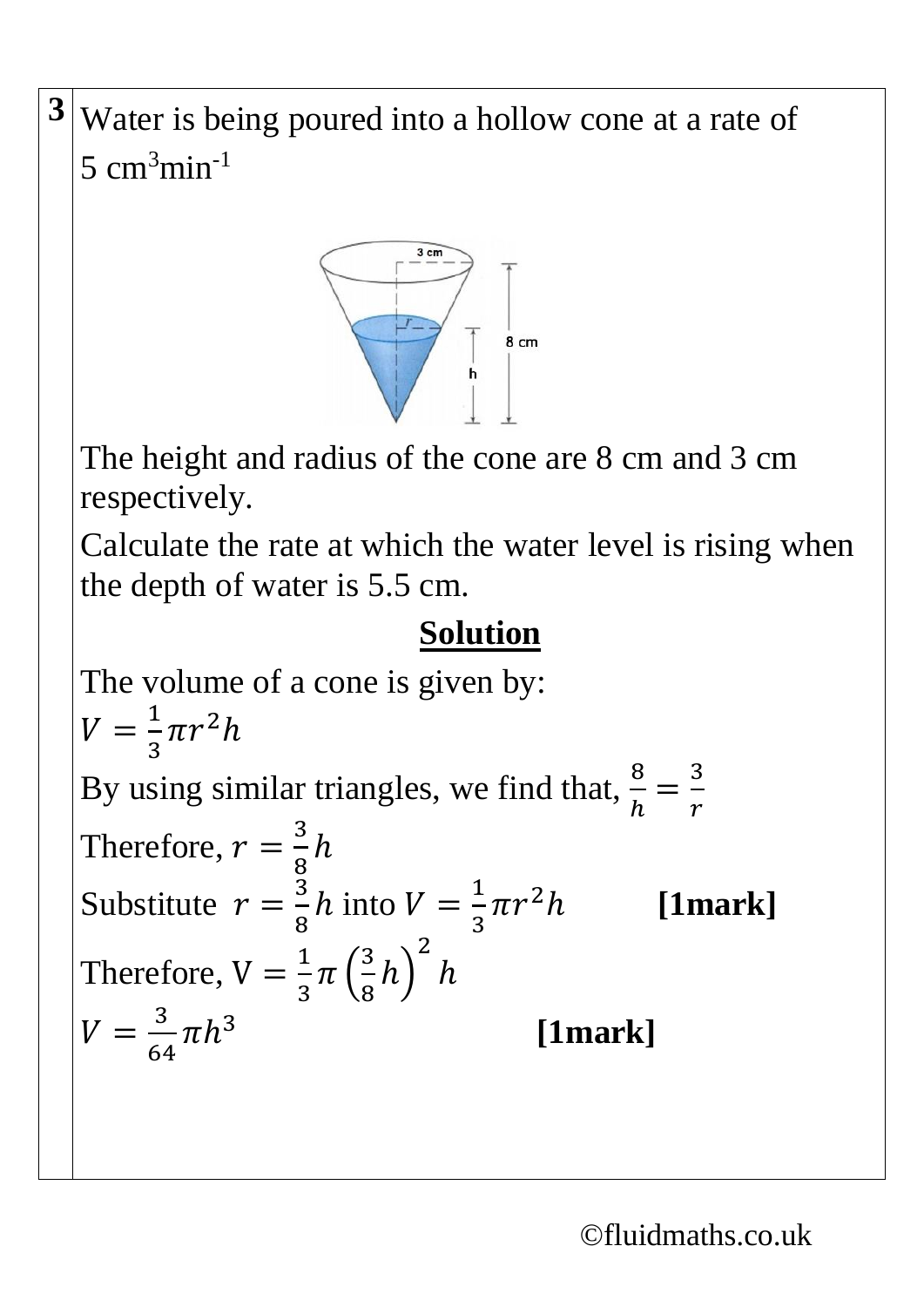**3** Water is being poured into a hollow cone at a rate of $5\ \text{cm}^3\text{min}^{-1}$

The height and radius of the cone are 8 cm and 3 cm respectively.

Calculate the rate at which the water level is rising when the depth of water is 5.5 cm.

**Solution**

The volume of a cone is given by:

$V = \frac{1}{3}\pi r^2 h$

By using similar triangles, we find that, $\frac{8}{h} = \frac{3}{r}$

Therefore, $r = \frac{3}{8}h$

Substitute $r = \frac{3}{8}h$ into $V = \frac{1}{3}\pi r^2 h$ **[1mark]**

Therefore, $V = \frac{1}{3}\pi\left(\frac{3}{8}h\right)^2 h$

$V = \frac{3}{64}\pi h^3$ **[1mark]**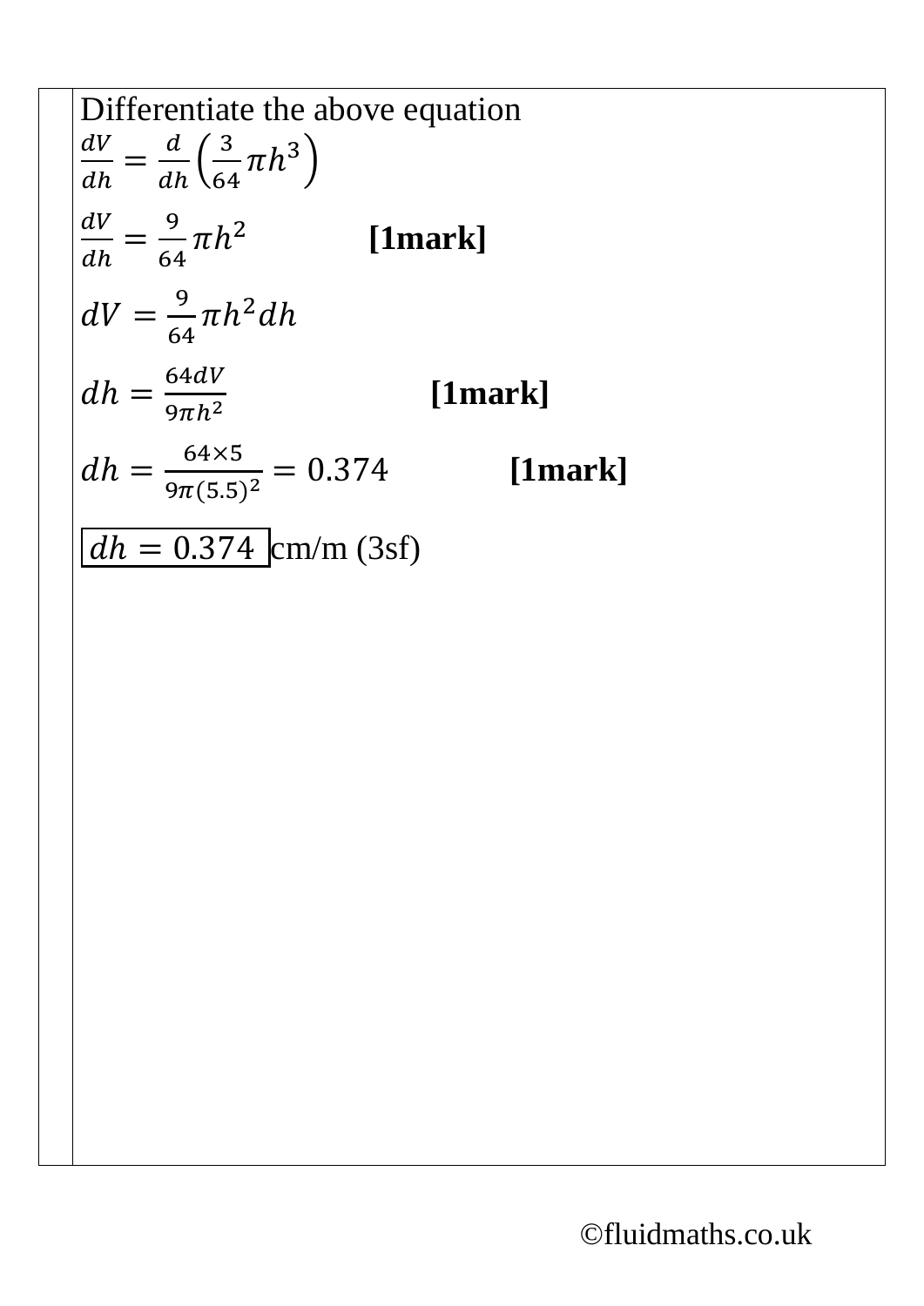Differentiate the above equation

$$\frac{dV}{dh} = \frac{d}{dh}\left(\frac{3}{64}\pi h^3\right)$$

$$\frac{dV}{dh} = \frac{9}{64}\pi h^2$$ **[1mark]**

$$dV = \frac{9}{64}\pi h^2 dh$$

$$dh = \frac{64dV}{9\pi h^2}$$ **[1mark]**

$$dh = \frac{64 \times 5}{9\pi(5.5)^2} = 0.374$$ **[1mark]**

$\boxed{dh = 0.374}$ cm/m (3sf)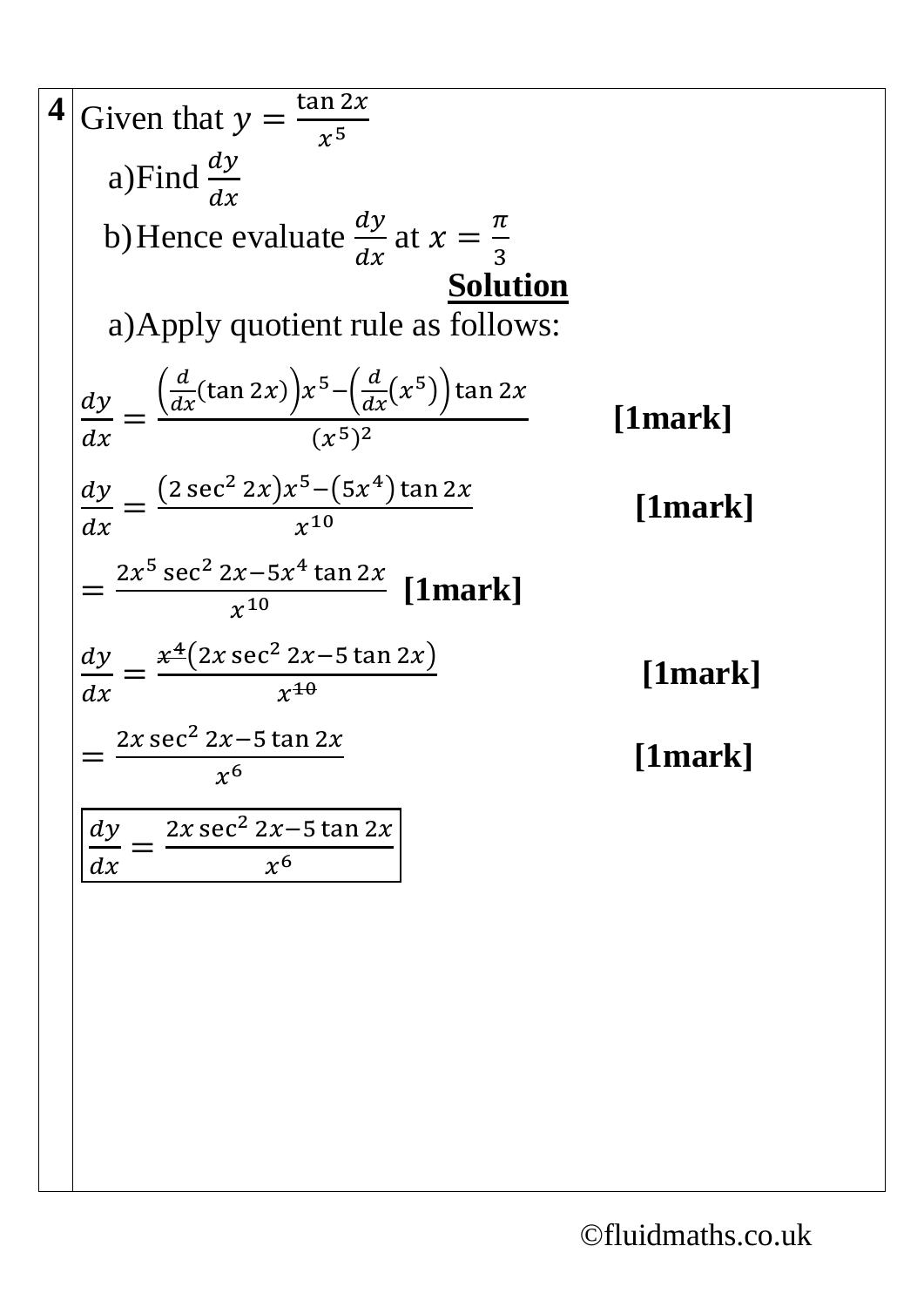**4** Given that $y = \frac{\tan 2x}{x^5}$

a) Find $\frac{dy}{dx}$

b) Hence evaluate $\frac{dy}{dx}$ at $x = \frac{\pi}{3}$

**Solution**

a) Apply quotient rule as follows:

$$\frac{dy}{dx} = \frac{\left(\frac{d}{dx}(\tan 2x)\right)x^5 - \left(\frac{d}{dx}(x^5)\right)\tan 2x}{(x^5)^2}$$ **[1mark]**

$$\frac{dy}{dx} = \frac{(2\sec^2 2x)x^5 - (5x^4)\tan 2x}{x^{10}}$$ **[1mark]**

$$= \frac{2x^5 \sec^2 2x - 5x^4 \tan 2x}{x^{10}}$$ **[1mark]**

$$\frac{dy}{dx} = \frac{x^4(2x\sec^2 2x - 5\tan 2x)}{x^{10}}$$ **[1mark]**

$$= \frac{2x\sec^2 2x - 5\tan 2x}{x^6}$$ **[1mark]**

$$\boxed{\frac{dy}{dx} = \frac{2x\sec^2 2x - 5\tan 2x}{x^6}}$$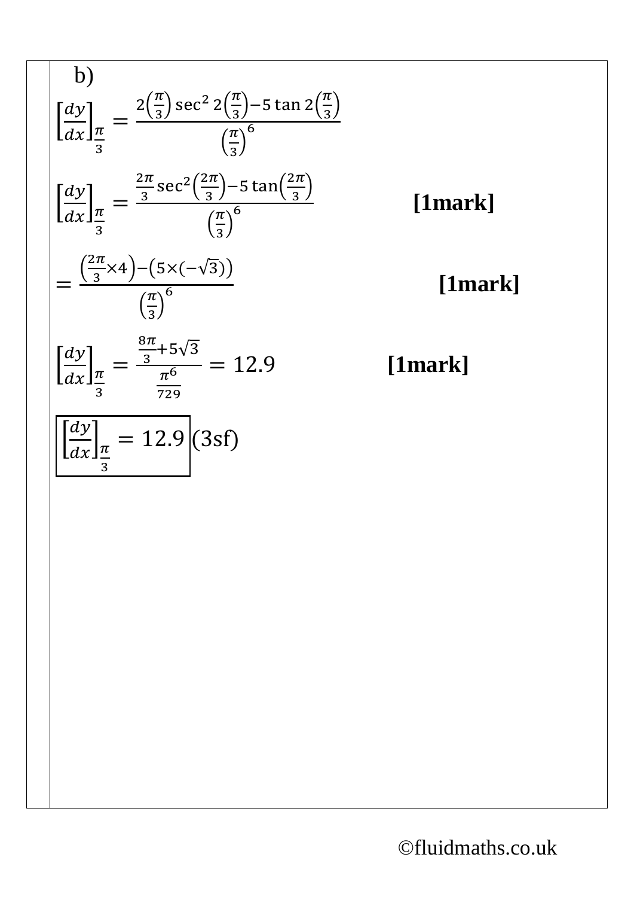b)

$$\left[\frac{dy}{dx}\right]_{\frac{\pi}{3}} = \frac{2\left(\frac{\pi}{3}\right)\sec^2 2\left(\frac{\pi}{3}\right) - 5\tan 2\left(\frac{\pi}{3}\right)}{\left(\frac{\pi}{3}\right)^6}$$

$$\left[\frac{dy}{dx}\right]_{\frac{\pi}{3}} = \frac{\frac{2\pi}{3}\sec^2\left(\frac{2\pi}{3}\right) - 5\tan\left(\frac{2\pi}{3}\right)}{\left(\frac{\pi}{3}\right)^6}$$

**[1mark]**

$$= \frac{\left(\frac{2\pi}{3}\times 4\right) - \left(5\times(-\sqrt{3})\right)}{\left(\frac{\pi}{3}\right)^6}$$

**[1mark]**

$$\left[\frac{dy}{dx}\right]_{\frac{\pi}{3}} = \frac{\frac{8\pi}{3} + 5\sqrt{3}}{\frac{\pi^6}{729}} = 12.9$$

**[1mark]**

$$\boxed{\left[\frac{dy}{dx}\right]_{\frac{\pi}{3}} = 12.9}$$ (3sf)

©fluidmaths.co.uk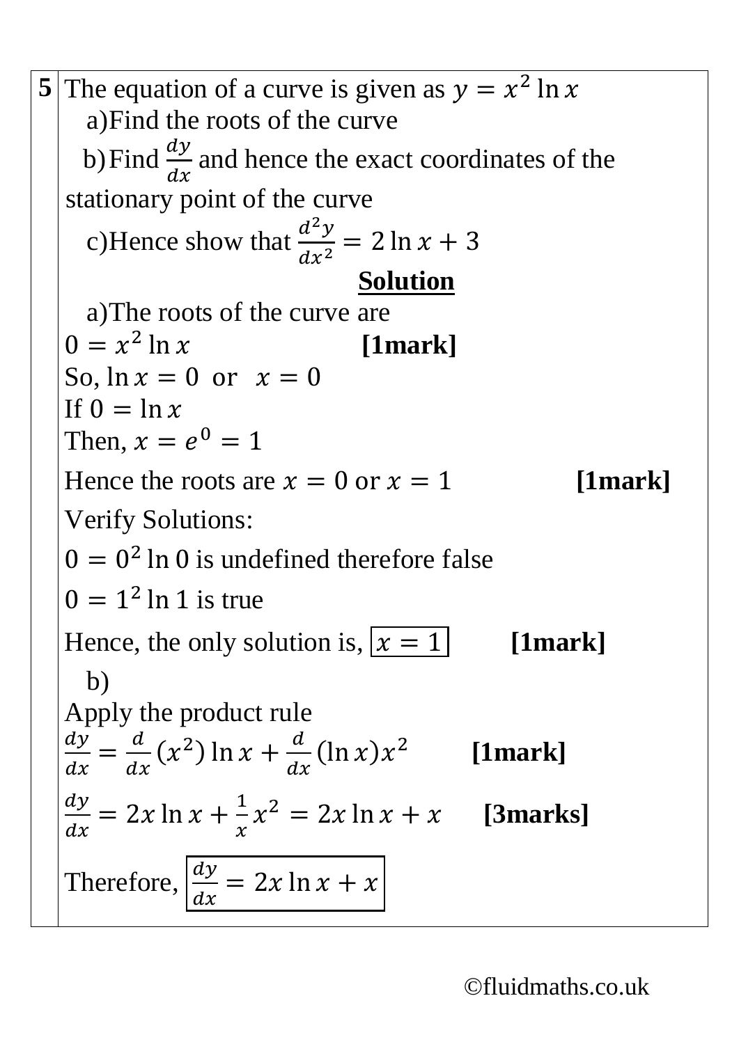**5** The equation of a curve is given as $y = x^2 \ln x$

a) Find the roots of the curve

b) Find $\frac{dy}{dx}$ and hence the exact coordinates of the stationary point of the curve

c) Hence show that $\frac{d^2y}{dx^2} = 2\ln x + 3$

**Solution**

a) The roots of the curve are

$0 = x^2 \ln x$ **[1mark]**

So, $\ln x = 0$ or $x = 0$

If $0 = \ln x$

Then, $x = e^0 = 1$

Hence the roots are $x = 0$ or $x = 1$ **[1mark]**

Verify Solutions:

$0 = 0^2 \ln 0$ is undefined therefore false

$0 = 1^2 \ln 1$ is true

Hence, the only solution is, $\boxed{x = 1}$ **[1mark]**

b)

Apply the product rule

$\frac{dy}{dx} = \frac{d}{dx}(x^2)\ln x + \frac{d}{dx}(\ln x)x^2$ **[1mark]**

$\frac{dy}{dx} = 2x\ln x + \frac{1}{x}x^2 = 2x\ln x + x$ **[3marks]**

Therefore, $\boxed{\frac{dy}{dx} = 2x\ln x + x}$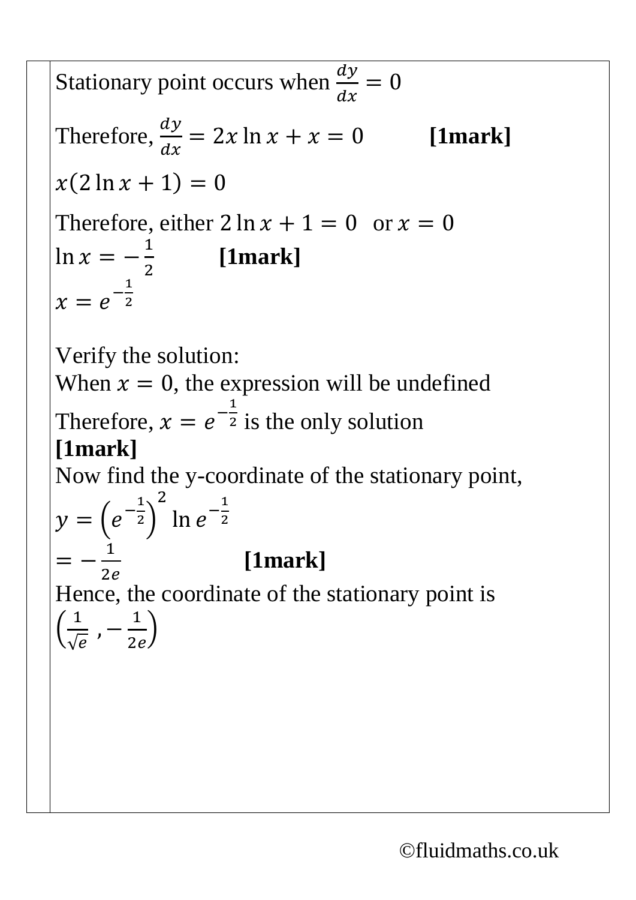Stationary point occurs when $\frac{dy}{dx} = 0$

Therefore, $\frac{dy}{dx} = 2x \ln x + x = 0$ **[1mark]**

$x(2 \ln x + 1) = 0$

Therefore, either $2 \ln x + 1 = 0$ or $x = 0$

$\ln x = -\frac{1}{2}$ **[1mark]**

$x = e^{-\frac{1}{2}}$

Verify the solution:

When $x = 0$, the expression will be undefined

Therefore, $x = e^{-\frac{1}{2}}$ is the only solution

**[1mark]**

Now find the y-coordinate of the stationary point,

$y = \left(e^{-\frac{1}{2}}\right)^2 \ln e^{-\frac{1}{2}}$

$= -\frac{1}{2e}$ **[1mark]**

Hence, the coordinate of the stationary point is

$\left(\frac{1}{\sqrt{e}}, -\frac{1}{2e}\right)$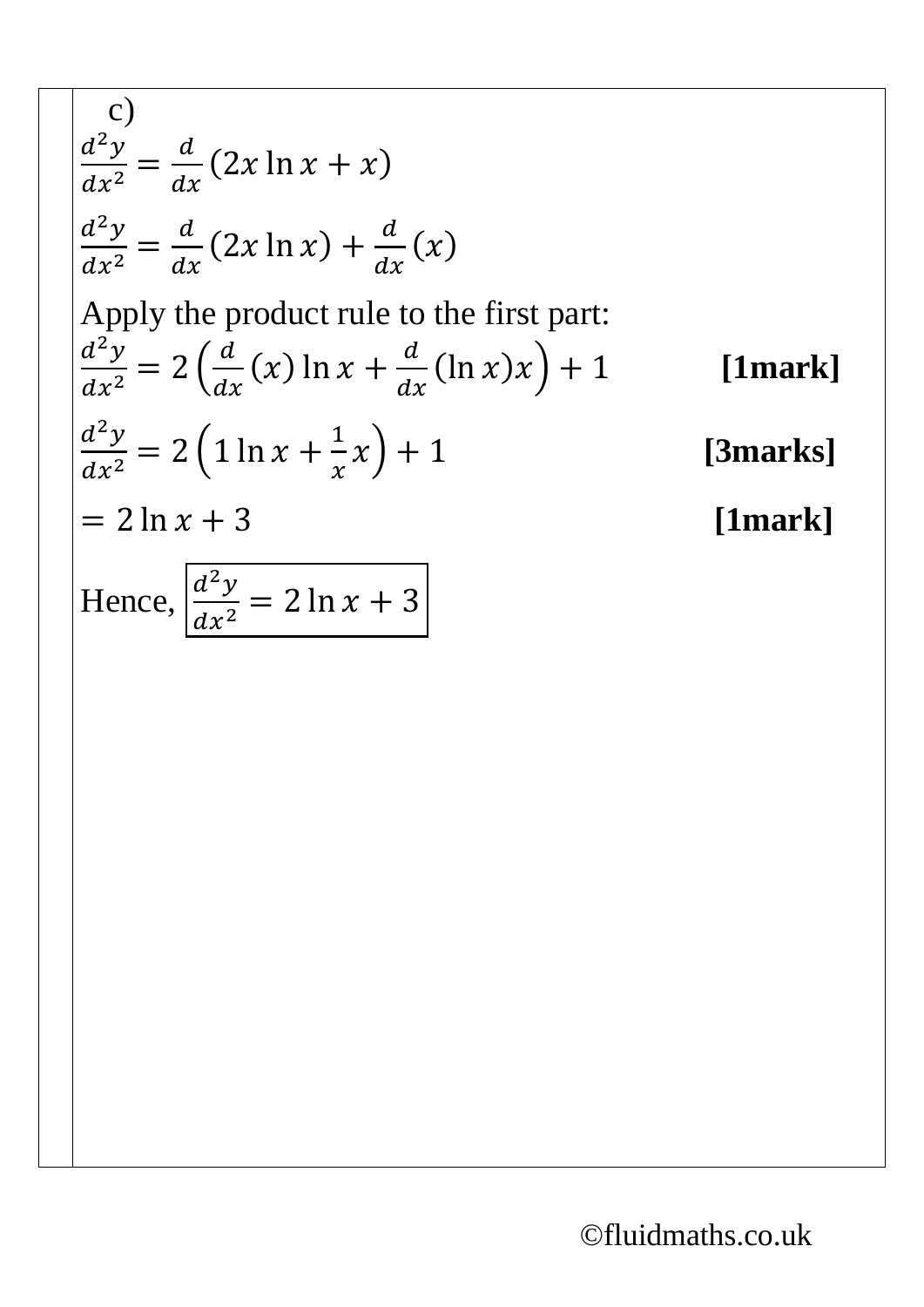c)

$$\frac{d^2y}{dx^2} = \frac{d}{dx}(2x \ln x + x)$$

$$\frac{d^2y}{dx^2} = \frac{d}{dx}(2x \ln x) + \frac{d}{dx}(x)$$

Apply the product rule to the first part:

$$\frac{d^2y}{dx^2} = 2\left(\frac{d}{dx}(x) \ln x + \frac{d}{dx}(\ln x)x\right) + 1$$ **[1mark]**

$$\frac{d^2y}{dx^2} = 2\left(1 \ln x + \frac{1}{x}x\right) + 1$$ **[3marks]**

$$= 2 \ln x + 3$$ **[1mark]**

Hence, $\boxed{\frac{d^2y}{dx^2} = 2 \ln x + 3}$

©fluidmaths.co.uk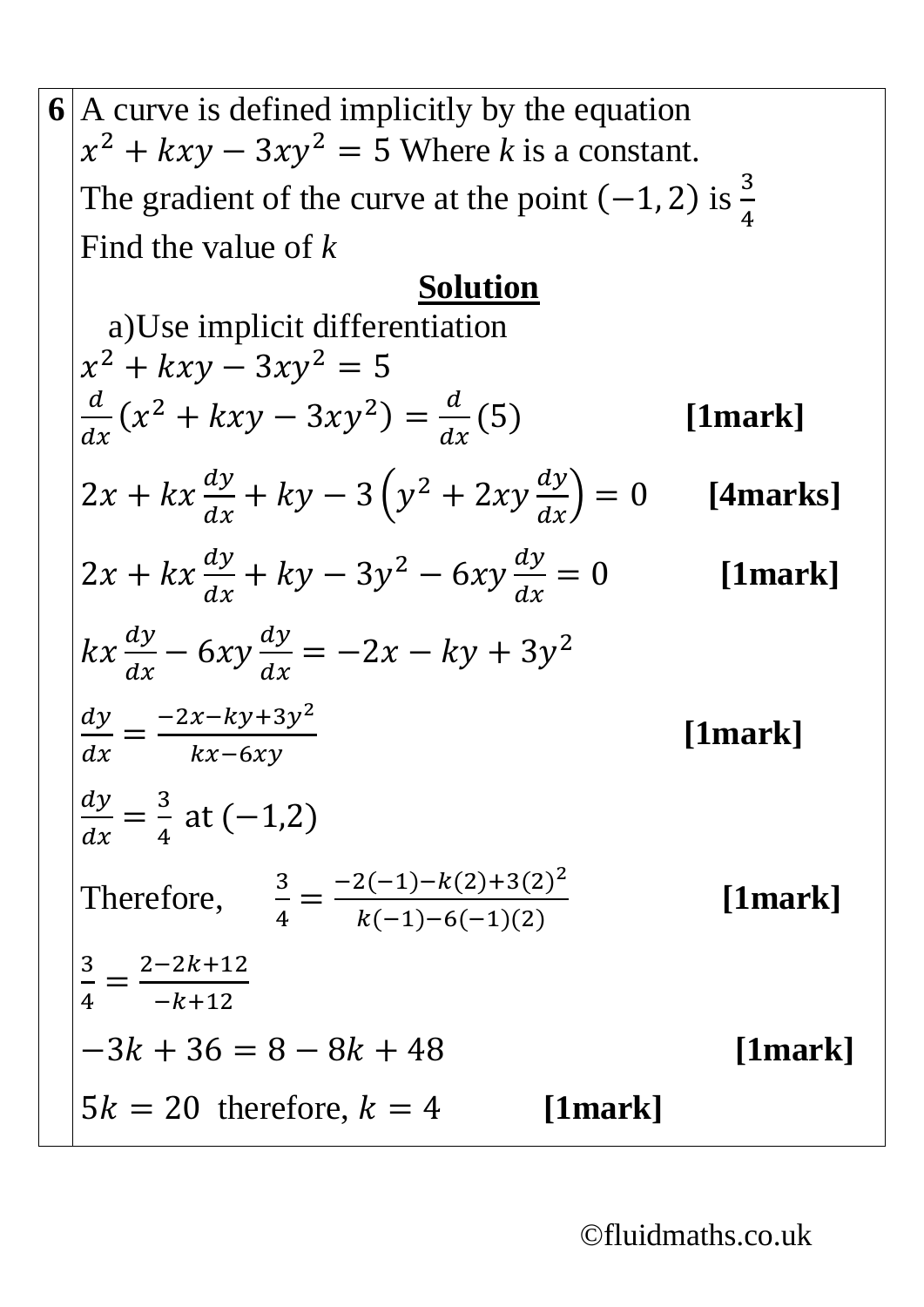**6** A curve is defined implicitly by the equation

$x^2 + kxy - 3xy^2 = 5$ Where $k$ is a constant.

The gradient of the curve at the point $(-1, 2)$ is $\frac{3}{4}$

Find the value of $k$

**Solution**

a)Use implicit differentiation

$x^2 + kxy - 3xy^2 = 5$

$\frac{d}{dx}(x^2 + kxy - 3xy^2) = \frac{d}{dx}(5)$ **[1mark]**

$2x + kx\frac{dy}{dx} + ky - 3\left(y^2 + 2xy\frac{dy}{dx}\right) = 0$ **[4marks]**

$2x + kx\frac{dy}{dx} + ky - 3y^2 - 6xy\frac{dy}{dx} = 0$ **[1mark]**

$kx\frac{dy}{dx} - 6xy\frac{dy}{dx} = -2x - ky + 3y^2$

$\frac{dy}{dx} = \frac{-2x-ky+3y^2}{kx-6xy}$ **[1mark]**

$\frac{dy}{dx} = \frac{3}{4}$ at $(-1,2)$

Therefore, $\frac{3}{4} = \frac{-2(-1)-k(2)+3(2)^2}{k(-1)-6(-1)(2)}$ **[1mark]**

$\frac{3}{4} = \frac{2-2k+12}{-k+12}$

$-3k + 36 = 8 - 8k + 48$ **[1mark]**

$5k = 20$ therefore, $k = 4$ **[1mark]**

©fluidmaths.co.uk